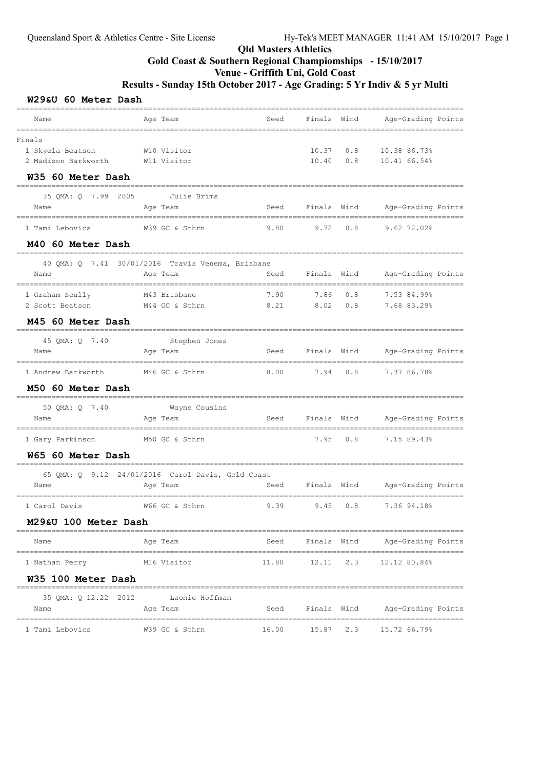# Qld Masters Athletics

## Gold Coast & Southern Regional Champiomships - 15/10/2017

## Venue - Griffith Uni, Gold Coast

## Results - Sunday 15th October 2017 - Age Grading: 5 Yr Indiv & 5 yr Multi

### W29&U 60 Meter Dash

| Name | Age Team | Seed | Finals | Wind | Age-Grading Points |
|---|---|---|---|---|---|
| **Finals** | | | | | |
| 1 Skyela Beatson | W10 Visitor | | 10.37 | 0.8 | 10.38 66.73% |
| 2 Madison Barkworth | W11 Visitor | | 10.40 | 0.8 | 10.41 66.54% |

### W35 60 Meter Dash

35 QMA: Q 7.99 2005 Julie Brims

| Name | Age Team | Seed | Finals | Wind | Age-Grading Points |
|---|---|---|---|---|---|
| 1 Tami Lebovics | W39 GC & Sthrn | 9.80 | 9.72 | 0.8 | 9.62 72.02% |

### M40 60 Meter Dash

40 QMA: Q 7.41 30/01/2016 Travis Venema, Brisbane

| Name | Age Team | Seed | Finals | Wind | Age-Grading Points |
|---|---|---|---|---|---|
| 1 Graham Scully | M43 Brisbane | 7.90 | 7.86 | 0.8 | 7.53 84.99% |
| 2 Scott Beatson | M44 GC & Sthrn | 8.21 | 8.02 | 0.8 | 7.68 83.29% |

### M45 60 Meter Dash

45 QMA: Q 7.40 Stephen Jones

| Name | Age Team | Seed | Finals | Wind | Age-Grading Points |
|---|---|---|---|---|---|
| 1 Andrew Barkworth | M46 GC & Sthrn | 8.00 | 7.94 | 0.8 | 7.37 86.78% |

### M50 60 Meter Dash

50 QMA: Q 7.40 Wayne Cousins

| Name | Age Team | Seed | Finals | Wind | Age-Grading Points |
|---|---|---|---|---|---|
| 1 Gary Parkinson | M50 GC & Sthrn | | 7.95 | 0.8 | 7.15 89.43% |

### W65 60 Meter Dash

65 QMA: Q 9.12 24/01/2016 Carol Davis, Gold Coast

| Name | Age Team | Seed | Finals | Wind | Age-Grading Points |
|---|---|---|---|---|---|
| 1 Carol Davis | W66 GC & Sthrn | 9.39 | 9.45 | 0.8 | 7.36 94.18% |

### M29&U 100 Meter Dash

| Name | Age Team | Seed | Finals | Wind | Age-Grading Points |
|---|---|---|---|---|---|
| 1 Nathan Perry | M16 Visitor | 11.80 | 12.11 | 2.3 | 12.12 80.84% |

### W35 100 Meter Dash

35 QMA: Q 12.22 2012 Leonie Hoffman

| Name | Age Team | Seed | Finals | Wind | Age-Grading Points |
|---|---|---|---|---|---|
| 1 Tami Lebovics | W39 GC & Sthrn | 16.00 | 15.87 | 2.3 | 15.72 66.79% |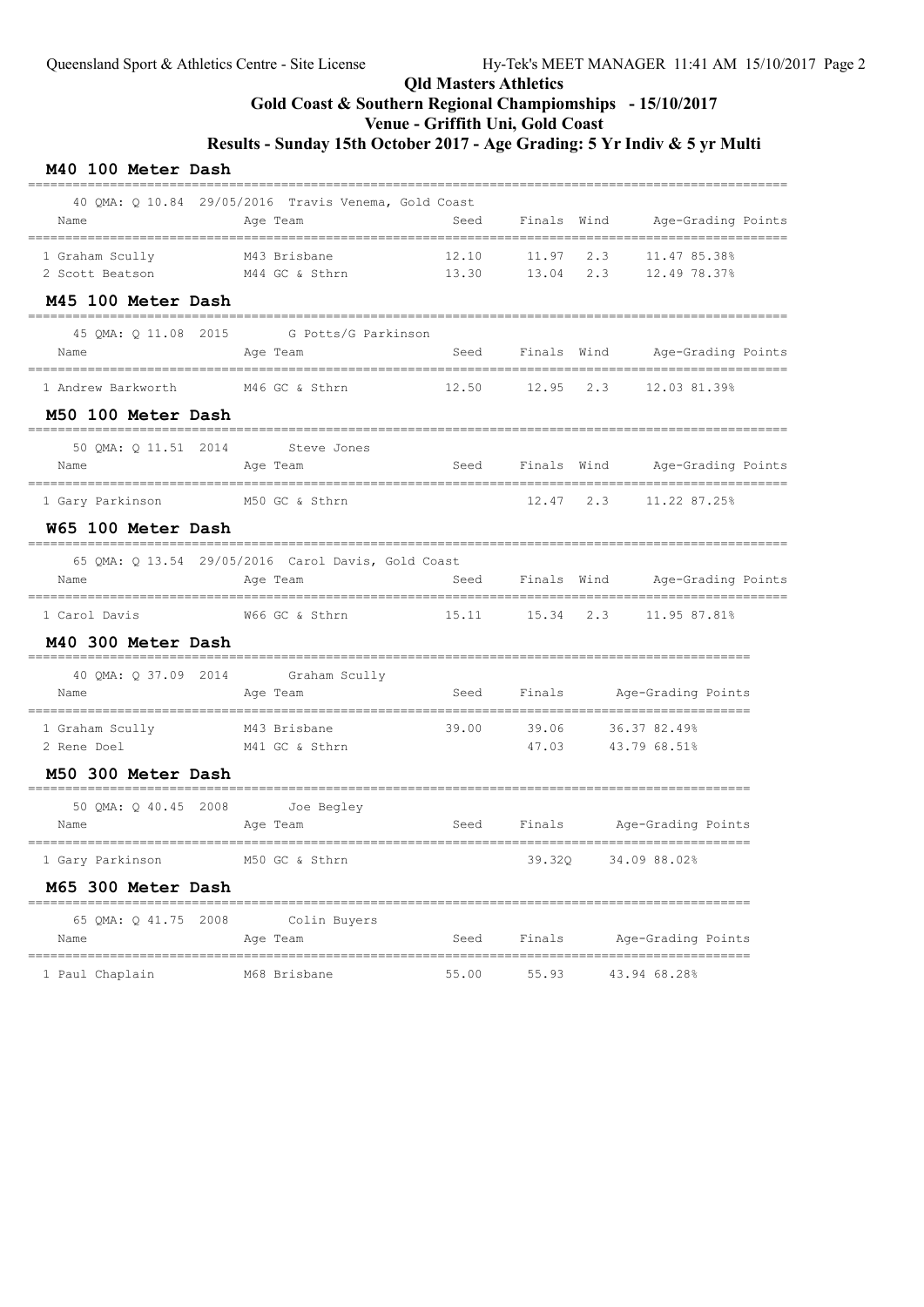**Qld Masters Athletics**

**Gold Coast & Southern Regional Champiomships - 15/10/2017**

**Venue - Griffith Uni, Gold Coast**

**Results - Sunday 15th October 2017 - Age Grading: 5 Yr Indiv & 5 yr Multi**

### M40 100 Meter Dash

40 QMA: Q 10.84 29/05/2016 Travis Venema, Gold Coast

| Name | Age | Team | Seed | Finals | Wind | Age-Grading | Points |
|---|---|---|---|---|---|---|---|
| 1 Graham Scully | M43 | Brisbane | 12.10 | 11.97 | 2.3 | 11.47 | 85.38% |
| 2 Scott Beatson | M44 | GC & Sthrn | 13.30 | 13.04 | 2.3 | 12.49 | 78.37% |

### M45 100 Meter Dash

45 QMA: Q 11.08 2015 G Potts/G Parkinson

| Name | Age | Team | Seed | Finals | Wind | Age-Grading | Points |
|---|---|---|---|---|---|---|---|
| 1 Andrew Barkworth | M46 | GC & Sthrn | 12.50 | 12.95 | 2.3 | 12.03 | 81.39% |

### M50 100 Meter Dash

50 QMA: Q 11.51 2014 Steve Jones

| Name | Age | Team | Seed | Finals | Wind | Age-Grading | Points |
|---|---|---|---|---|---|---|---|
| 1 Gary Parkinson | M50 | GC & Sthrn | | 12.47 | 2.3 | 11.22 | 87.25% |

### W65 100 Meter Dash

65 QMA: Q 13.54 29/05/2016 Carol Davis, Gold Coast

| Name | Age | Team | Seed | Finals | Wind | Age-Grading | Points |
|---|---|---|---|---|---|---|---|
| 1 Carol Davis | W66 | GC & Sthrn | 15.11 | 15.34 | 2.3 | 11.95 | 87.81% |

### M40 300 Meter Dash

40 QMA: Q 37.09 2014 Graham Scully

| Name | Age | Team | Seed | Finals | Age-Grading | Points |
|---|---|---|---|---|---|---|
| 1 Graham Scully | M43 | Brisbane | 39.00 | 39.06 | 36.37 | 82.49% |
| 2 Rene Doel | M41 | GC & Sthrn | | 47.03 | 43.79 | 68.51% |

### M50 300 Meter Dash

50 QMA: Q 40.45 2008 Joe Begley

| Name | Age | Team | Seed | Finals | Age-Grading | Points |
|---|---|---|---|---|---|---|
| 1 Gary Parkinson | M50 | GC & Sthrn | | 39.32Q | 34.09 | 88.02% |

### M65 300 Meter Dash

65 QMA: Q 41.75 2008 Colin Buyers

| Name | Age | Team | Seed | Finals | Age-Grading | Points |
|---|---|---|---|---|---|---|
| 1 Paul Chaplain | M68 | Brisbane | 55.00 | 55.93 | 43.94 | 68.28% |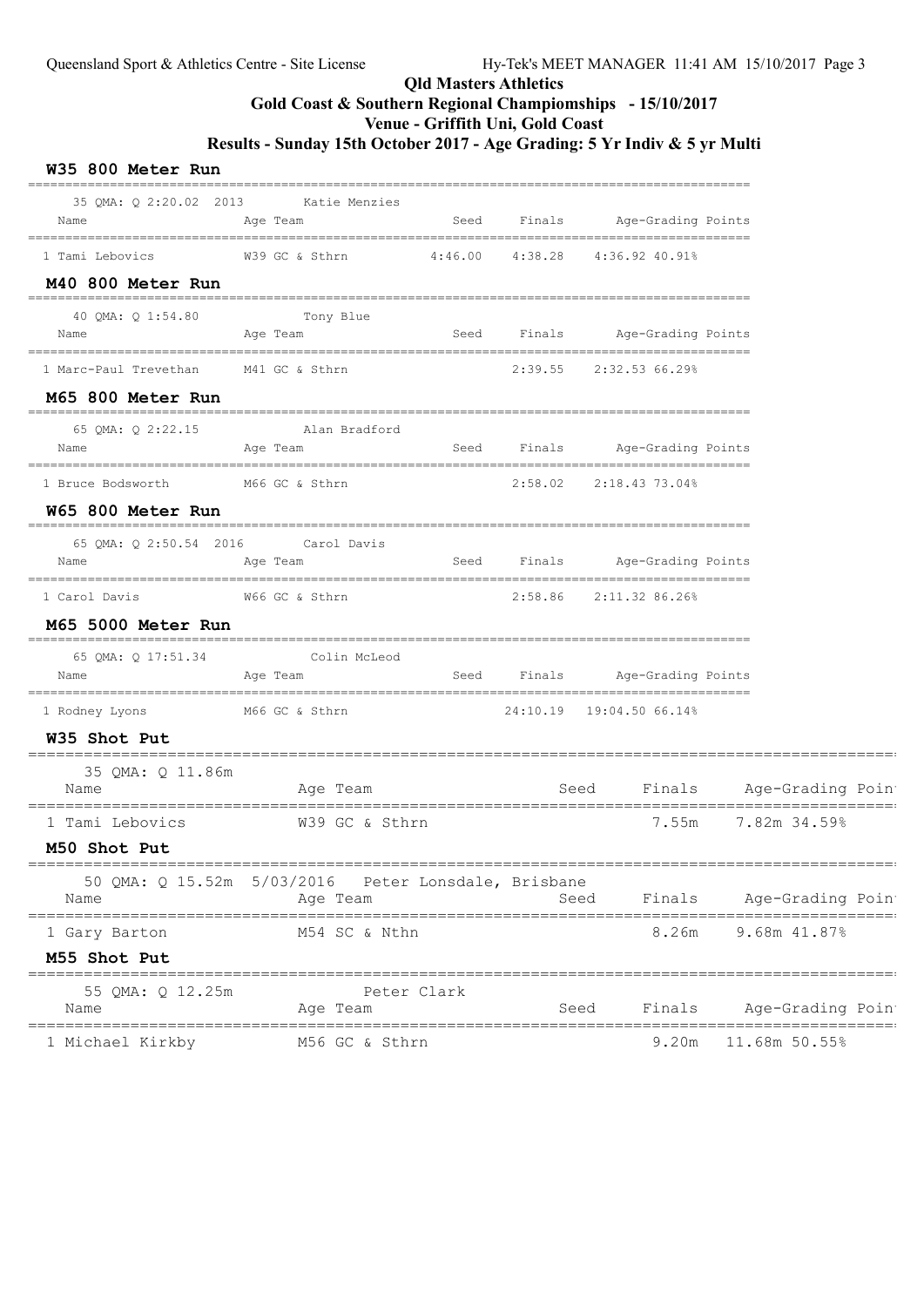# Qld Masters Athletics

## Gold Coast & Southern Regional Champiomships - 15/10/2017

## Venue - Griffith Uni, Gold Coast

## Results - Sunday 15th October 2017 - Age Grading: 5 Yr Indiv & 5 yr Multi

### W35 800 Meter Run

35 QMA: Q 2:20.02 2013 Katie Menzies

| Name | Age | Team | Seed | Finals | Age-Grading | Points |
|---|---|---|---|---|---|---|
| 1 Tami Lebovics | W39 | GC & Sthrn | 4:46.00 | 4:38.28 | 4:36.92 | 40.91% |

### M40 800 Meter Run

40 QMA: Q 1:54.80 Tony Blue

| Name | Age | Team | Seed | Finals | Age-Grading | Points |
|---|---|---|---|---|---|---|
| 1 Marc-Paul Trevethan | M41 | GC & Sthrn | | 2:39.55 | 2:32.53 | 66.29% |

### M65 800 Meter Run

65 QMA: Q 2:22.15 Alan Bradford

| Name | Age | Team | Seed | Finals | Age-Grading | Points |
|---|---|---|---|---|---|---|
| 1 Bruce Bodsworth | M66 | GC & Sthrn | | 2:58.02 | 2:18.43 | 73.04% |

### W65 800 Meter Run

65 QMA: Q 2:50.54 2016 Carol Davis

| Name | Age | Team | Seed | Finals | Age-Grading | Points |
|---|---|---|---|---|---|---|
| 1 Carol Davis | W66 | GC & Sthrn | | 2:58.86 | 2:11.32 | 86.26% |

### M65 5000 Meter Run

65 QMA: Q 17:51.34 Colin McLeod

| Name | Age | Team | Seed | Finals | Age-Grading | Points |
|---|---|---|---|---|---|---|
| 1 Rodney Lyons | M66 | GC & Sthrn | | 24:10.19 | 19:04.50 | 66.14% |

### W35 Shot Put

35 QMA: Q 11.86m

| Name | Age | Team | Seed | Finals | Age-Grading | Points |
|---|---|---|---|---|---|---|
| 1 Tami Lebovics | W39 | GC & Sthrn | | 7.55m | 7.82m | 34.59% |

### M50 Shot Put

50 QMA: Q 15.52m 5/03/2016 Peter Lonsdale, Brisbane

| Name | Age | Team | Seed | Finals | Age-Grading | Points |
|---|---|---|---|---|---|---|
| 1 Gary Barton | M54 | SC & Nthn | | 8.26m | 9.68m | 41.87% |

### M55 Shot Put

55 QMA: Q 12.25m Peter Clark

| Name | Age | Team | Seed | Finals | Age-Grading | Points |
|---|---|---|---|---|---|---|
| 1 Michael Kirkby | M56 | GC & Sthrn | | 9.20m | 11.68m | 50.55% |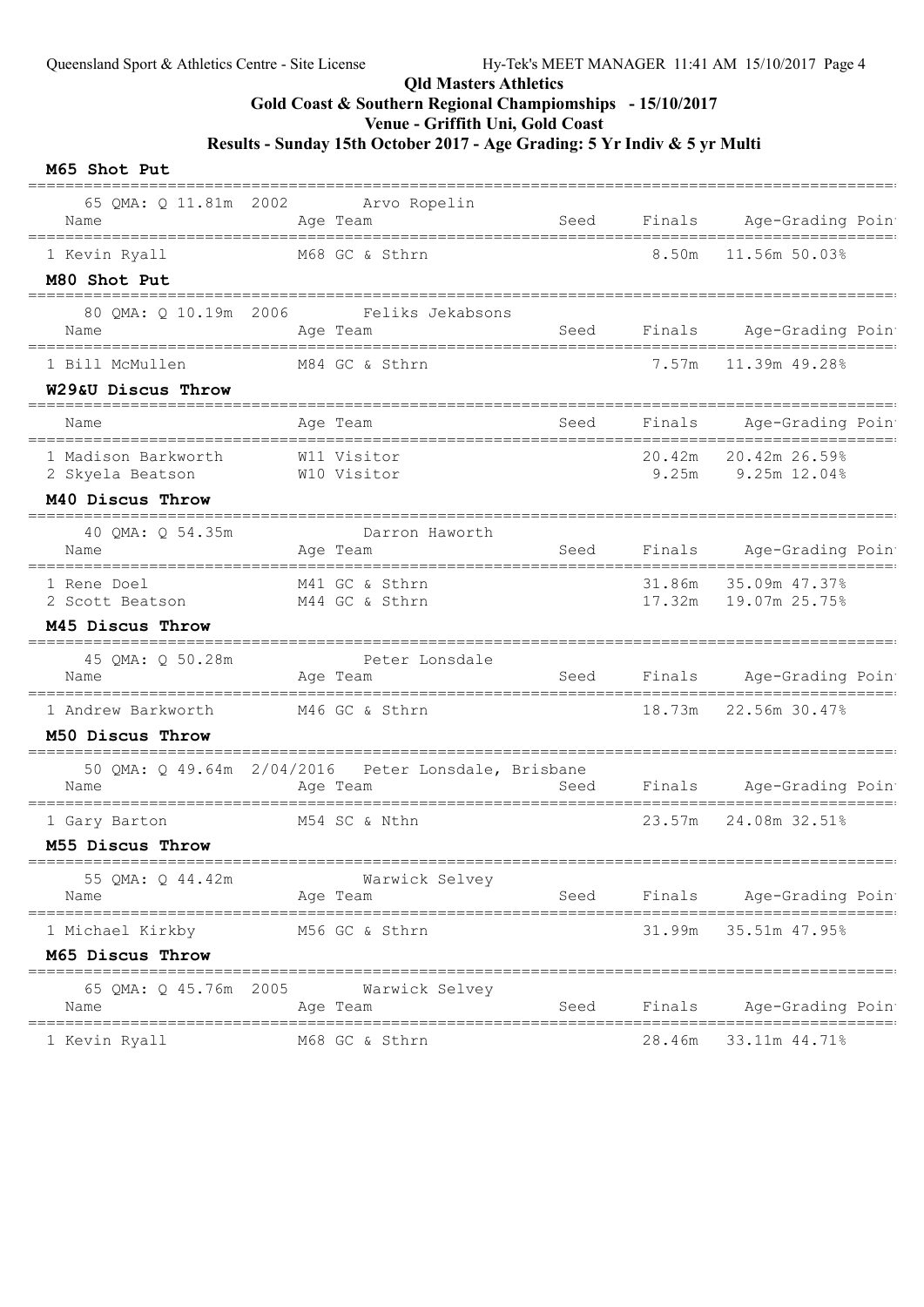**Qld Masters Athletics**

**Gold Coast & Southern Regional Champiomships - 15/10/2017**

**Venue - Griffith Uni, Gold Coast**

**Results - Sunday 15th October 2017 - Age Grading: 5 Yr Indiv & 5 yr Multi**

### M65 Shot Put

65 QMA: Q 11.81m 2002 Arvo Ropelin

| Name | Age | Team | Seed | Finals | Age-Grading | Poin |
|---|---|---|---|---|---|---|
| 1 Kevin Ryall | M68 | GC & Sthrn | | 8.50m | 11.56m | 50.03% |

### M80 Shot Put

80 QMA: Q 10.19m 2006 Feliks Jekabsons

| Name | Age | Team | Seed | Finals | Age-Grading | Poin |
|---|---|---|---|---|---|---|
| 1 Bill McMullen | M84 | GC & Sthrn | | 7.57m | 11.39m | 49.28% |

### W29&U Discus Throw

| Name | Age | Team | Seed | Finals | Age-Grading | Poin |
|---|---|---|---|---|---|---|
| 1 Madison Barkworth | W11 | Visitor | | 20.42m | 20.42m | 26.59% |
| 2 Skyela Beatson | W10 | Visitor | | 9.25m | 9.25m | 12.04% |

### M40 Discus Throw

40 QMA: Q 54.35m Darron Haworth

| Name | Age | Team | Seed | Finals | Age-Grading | Poin |
|---|---|---|---|---|---|---|
| 1 Rene Doel | M41 | GC & Sthrn | | 31.86m | 35.09m | 47.37% |
| 2 Scott Beatson | M44 | GC & Sthrn | | 17.32m | 19.07m | 25.75% |

### M45 Discus Throw

45 QMA: Q 50.28m Peter Lonsdale

| Name | Age | Team | Seed | Finals | Age-Grading | Poin |
|---|---|---|---|---|---|---|
| 1 Andrew Barkworth | M46 | GC & Sthrn | | 18.73m | 22.56m | 30.47% |

### M50 Discus Throw

50 QMA: Q 49.64m 2/04/2016 Peter Lonsdale, Brisbane

| Name | Age | Team | Seed | Finals | Age-Grading | Poin |
|---|---|---|---|---|---|---|
| 1 Gary Barton | M54 | SC & Nthn | | 23.57m | 24.08m | 32.51% |

### M55 Discus Throw

55 QMA: Q 44.42m Warwick Selvey

| Name | Age | Team | Seed | Finals | Age-Grading | Poin |
|---|---|---|---|---|---|---|
| 1 Michael Kirkby | M56 | GC & Sthrn | | 31.99m | 35.51m | 47.95% |

### M65 Discus Throw

65 QMA: Q 45.76m 2005 Warwick Selvey

| Name | Age | Team | Seed | Finals | Age-Grading | Poin |
|---|---|---|---|---|---|---|
| 1 Kevin Ryall | M68 | GC & Sthrn | | 28.46m | 33.11m | 44.71% |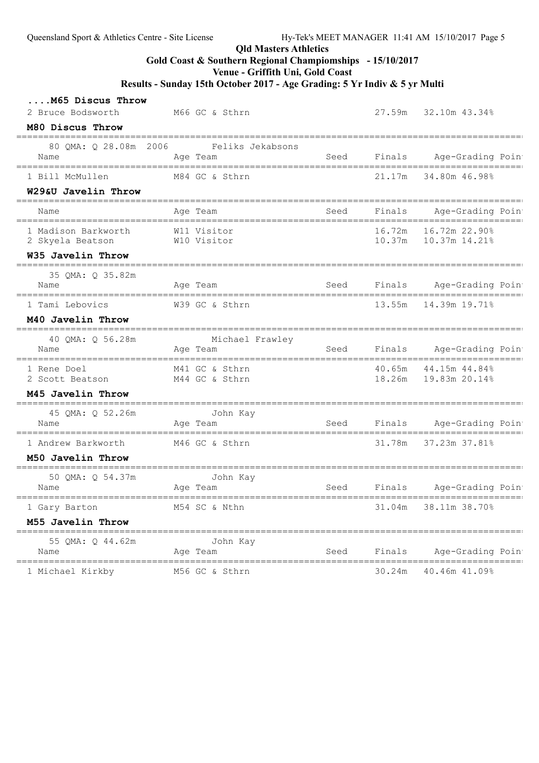Qld Masters Athletics

Gold Coast & Southern Regional Champiomships - 15/10/2017

Venue - Griffith Uni, Gold Coast

Results - Sunday 15th October 2017 - Age Grading: 5 Yr Indiv & 5 yr Multi

### ....M65 Discus Throw

| Name | Age | Team | Seed | Finals | Age-Grading | Poin |
|---|---|---|---|---|---|---|
| 2 Bruce Bodsworth | M66 | GC & Sthrn | | 27.59m | 32.10m 43.34% | |

### M80 Discus Throw

80 QMA: Q 28.08m 2006 Feliks Jekabsons

| Name | Age | Team | Seed | Finals | Age-Grading | Poin |
|---|---|---|---|---|---|---|
| 1 Bill McMullen | M84 | GC & Sthrn | | 21.17m | 34.80m 46.98% | |

### W29&U Javelin Throw

| Name | Age | Team | Seed | Finals | Age-Grading | Poin |
|---|---|---|---|---|---|---|
| 1 Madison Barkworth | W11 | Visitor | | 16.72m | 16.72m 22.90% | |
| 2 Skyela Beatson | W10 | Visitor | | 10.37m | 10.37m 14.21% | |

### W35 Javelin Throw

35 QMA: Q 35.82m

| Name | Age | Team | Seed | Finals | Age-Grading | Poin |
|---|---|---|---|---|---|---|
| 1 Tami Lebovics | W39 | GC & Sthrn | | 13.55m | 14.39m 19.71% | |

### M40 Javelin Throw

40 QMA: Q 56.28m Michael Frawley

| Name | Age | Team | Seed | Finals | Age-Grading | Poin |
|---|---|---|---|---|---|---|
| 1 Rene Doel | M41 | GC & Sthrn | | 40.65m | 44.15m 44.84% | |
| 2 Scott Beatson | M44 | GC & Sthrn | | 18.26m | 19.83m 20.14% | |

### M45 Javelin Throw

45 QMA: Q 52.26m John Kay

| Name | Age | Team | Seed | Finals | Age-Grading | Poin |
|---|---|---|---|---|---|---|
| 1 Andrew Barkworth | M46 | GC & Sthrn | | 31.78m | 37.23m 37.81% | |

### M50 Javelin Throw

50 QMA: Q 54.37m John Kay

| Name | Age | Team | Seed | Finals | Age-Grading | Poin |
|---|---|---|---|---|---|---|
| 1 Gary Barton | M54 | SC & Nthn | | 31.04m | 38.11m 38.70% | |

### M55 Javelin Throw

55 QMA: Q 44.62m John Kay

| Name | Age | Team | Seed | Finals | Age-Grading | Poin |
|---|---|---|---|---|---|---|
| 1 Michael Kirkby | M56 | GC & Sthrn | | 30.24m | 40.46m 41.09% | |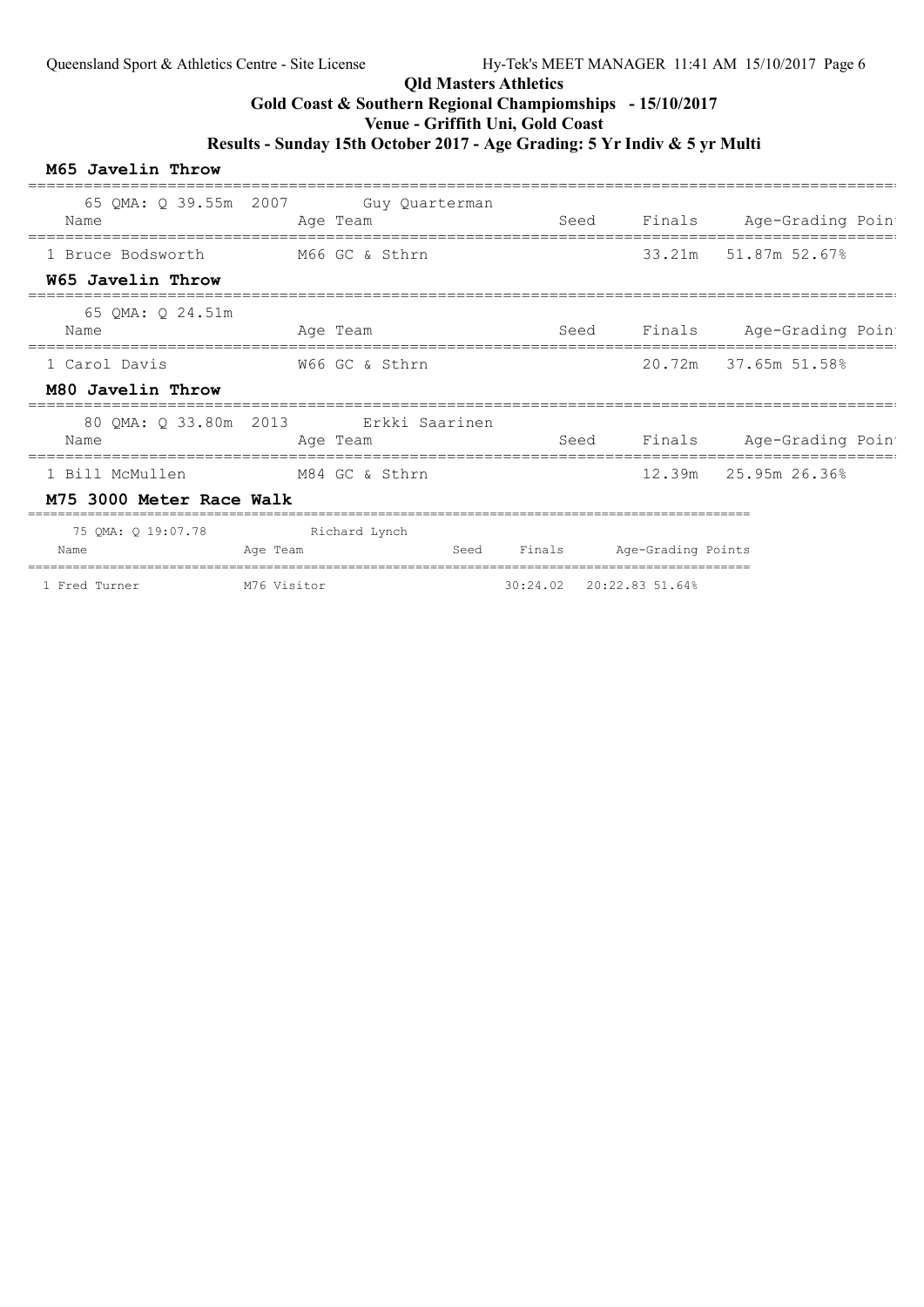Qld Masters Athletics

Gold Coast & Southern Regional Champiomships - 15/10/2017

Venue - Griffith Uni, Gold Coast

Results - Sunday 15th October 2017 - Age Grading: 5 Yr Indiv & 5 yr Multi

### M65 Javelin Throw

65 QMA: Q 39.55m 2007 Guy Quarterman

| Name | Age | Team | Seed | Finals | Age-Grading | Points |
|---|---|---|---|---|---|---|
| 1 Bruce Bodsworth | M66 | GC & Sthrn | | 33.21m | 51.87m | 52.67% |

### W65 Javelin Throw

65 QMA: Q 24.51m

| Name | Age | Team | Seed | Finals | Age-Grading | Points |
|---|---|---|---|---|---|---|
| 1 Carol Davis | W66 | GC & Sthrn | | 20.72m | 37.65m | 51.58% |

### M80 Javelin Throw

80 QMA: Q 33.80m 2013 Erkki Saarinen

| Name | Age | Team | Seed | Finals | Age-Grading | Points |
|---|---|---|---|---|---|---|
| 1 Bill McMullen | M84 | GC & Sthrn | | 12.39m | 25.95m | 26.36% |

### M75 3000 Meter Race Walk

75 QMA: Q 19:07.78 Richard Lynch

| Name | Age | Team | Seed | Finals | Age-Grading | Points |
|---|---|---|---|---|---|---|
| 1 Fred Turner | M76 | Visitor | | 30:24.02 | 20:22.83 | 51.64% |